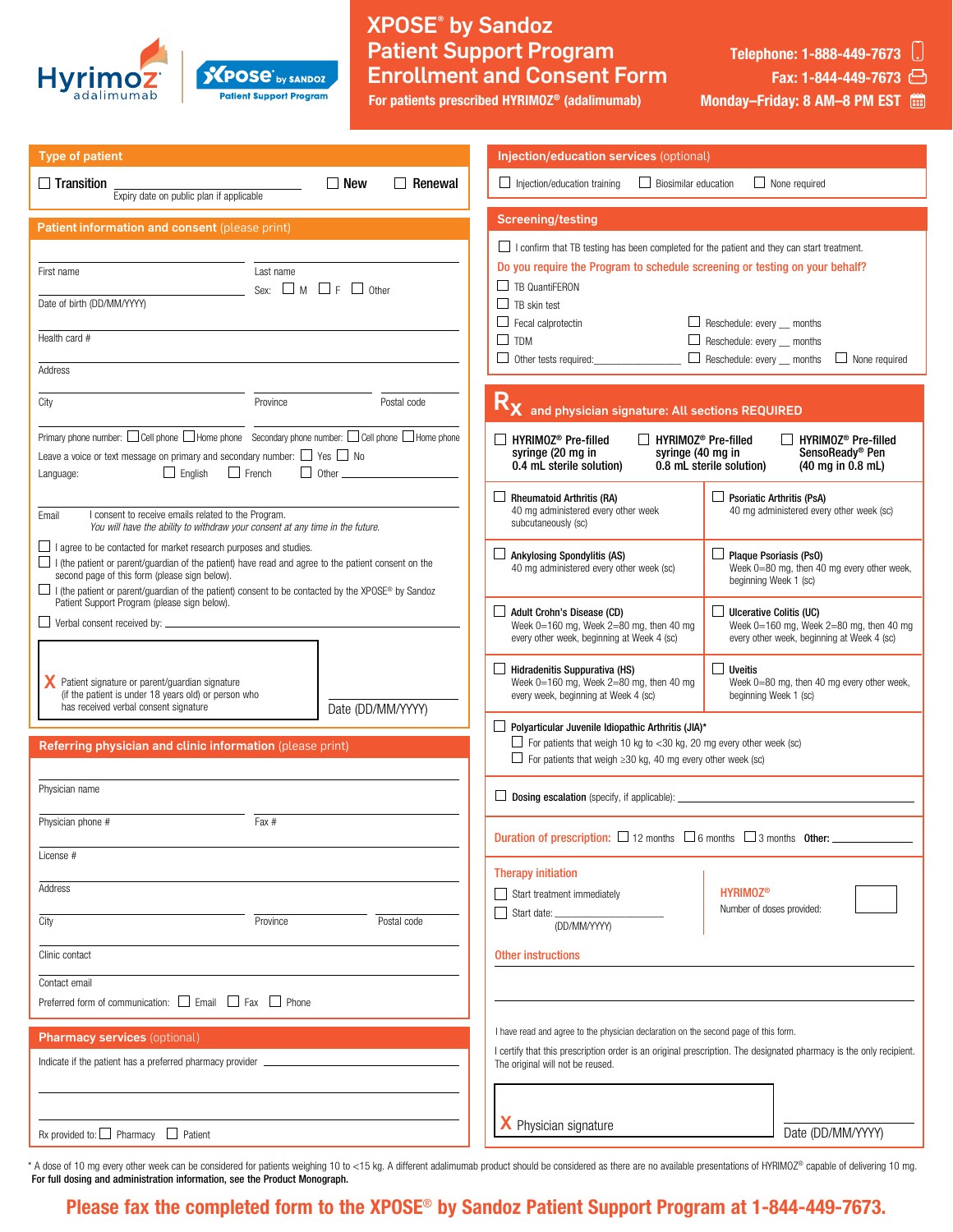# XPOSE® by Sandoz Patient Support Program Enrollment and Consent Form

**For patients prescribed HYRIMOZ® (adalimumab)**

Telephone: 1-888-449-7673
Fax: 1-844-449-7673
Monday–Friday: 8 AM–8 PM EST

## Type of patient

☐ Transition ______ Expiry date on public plan if applicable ☐ New ☐ Renewal

## Patient information and consent (please print)

First name ______ Last name ______

Date of birth (DD/MM/YYYY) ______ Sex: ☐ M ☐ F ☐ Other

Health card # ______

Address ______

City ______ Province ______ Postal code ______

Primary phone number: ☐ Cell phone ☐ Home phone Secondary phone number: ☐ Cell phone ☐ Home phone

Leave a voice or text message on primary and secondary number: ☐ Yes ☐ No

Language: ☐ English ☐ French ☐ Other ______

Email ______ I consent to receive emails related to the Program. *You will have the ability to withdraw your consent at any time in the future.*

☐ I agree to be contacted for market research purposes and studies.

☐ I (the patient or parent/guardian of the patient) have read and agree to the patient consent on the second page of this form (please sign below).

☐ I (the patient or parent/guardian of the patient) consent to be contacted by the XPOSE® by Sandoz Patient Support Program (please sign below).

☐ Verbal consent received by: ______

X Patient signature or parent/guardian signature (if the patient is under 18 years old) or person who has received verbal consent signature ______ Date (DD/MM/YYYY) ______

## Referring physician and clinic information (please print)

Physician name ______

Physician phone # ______ Fax # ______

License # ______

Address ______

City ______ Province ______ Postal code ______

Clinic contact ______

Contact email ______

Preferred form of communication: ☐ Email ☐ Fax ☐ Phone

## Pharmacy services (optional)

Indicate if the patient has a preferred pharmacy provider ______

Rx provided to: ☐ Pharmacy ☐ Patient

## Injection/education services (optional)

☐ Injection/education training ☐ Biosimilar education ☐ None required

## Screening/testing

☐ I confirm that TB testing has been completed for the patient and they can start treatment.

Do you require the Program to schedule screening or testing on your behalf?

☐ TB QuantiFERON

☐ TB skin test

☐ Fecal calprotectin ☐ Reschedule: every __ months

☐ TDM ☐ Reschedule: every __ months

☐ Other tests required: ______ ☐ Reschedule: every __ months ☐ None required

## Rx and physician signature: All sections REQUIRED

☐ HYRIMOZ® Pre-filled syringe (20 mg in 0.4 mL sterile solution) ☐ HYRIMOZ® Pre-filled syringe (40 mg in 0.8 mL sterile solution) ☐ HYRIMOZ® Pre-filled SensoReady® Pen (40 mg in 0.8 mL)

☐ **Rheumatoid Arthritis (RA)** 40 mg administered every other week subcutaneously (sc)

☐ **Psoriatic Arthritis (PsA)** 40 mg administered every other week (sc)

☐ **Ankylosing Spondylitis (AS)** 40 mg administered every other week (sc)

☐ **Plaque Psoriasis (PsO)** Week 0=80 mg, then 40 mg every other week, beginning Week 1 (sc)

☐ **Adult Crohn's Disease (CD)** Week 0=160 mg, Week 2=80 mg, then 40 mg every other week, beginning at Week 4 (sc)

☐ **Ulcerative Colitis (UC)** Week 0=160 mg, Week 2=80 mg, then 40 mg every other week, beginning at Week 4 (sc)

☐ **Hidradenitis Suppurativa (HS)** Week 0=160 mg, Week 2=80 mg, then 40 mg every week, beginning at Week 4 (sc)

☐ **Uveitis** Week 0=80 mg, then 40 mg every other week, beginning Week 1 (sc)

☐ **Polyarticular Juvenile Idiopathic Arthritis (JIA)***
- ☐ For patients that weigh 10 kg to <30 kg, 20 mg every other week (sc)
- ☐ For patients that weigh ≥30 kg, 40 mg every other week (sc)

☐ **Dosing escalation** (specify, if applicable): ______

**Duration of prescription:** ☐ 12 months ☐ 6 months ☐ 3 months **Other:** ______

### Therapy initiation

☐ Start treatment immediately

☐ Start date: ______ (DD/MM/YYYY)

HYRIMOZ® Number of doses provided: ______

### Other instructions

______

I have read and agree to the physician declaration on the second page of this form.

I certify that this prescription order is an original prescription. The designated pharmacy is the only recipient. The original will not be reused.

X Physician signature ______ Date (DD/MM/YYYY) ______

\* A dose of 10 mg every other week can be considered for patients weighing 10 to <15 kg. A different adalimumab product should be considered as there are no available presentations of HYRIMOZ® capable of delivering 10 mg. **For full dosing and administration information, see the Product Monograph.**

**Please fax the completed form to the XPOSE® by Sandoz Patient Support Program at 1-844-449-7673.**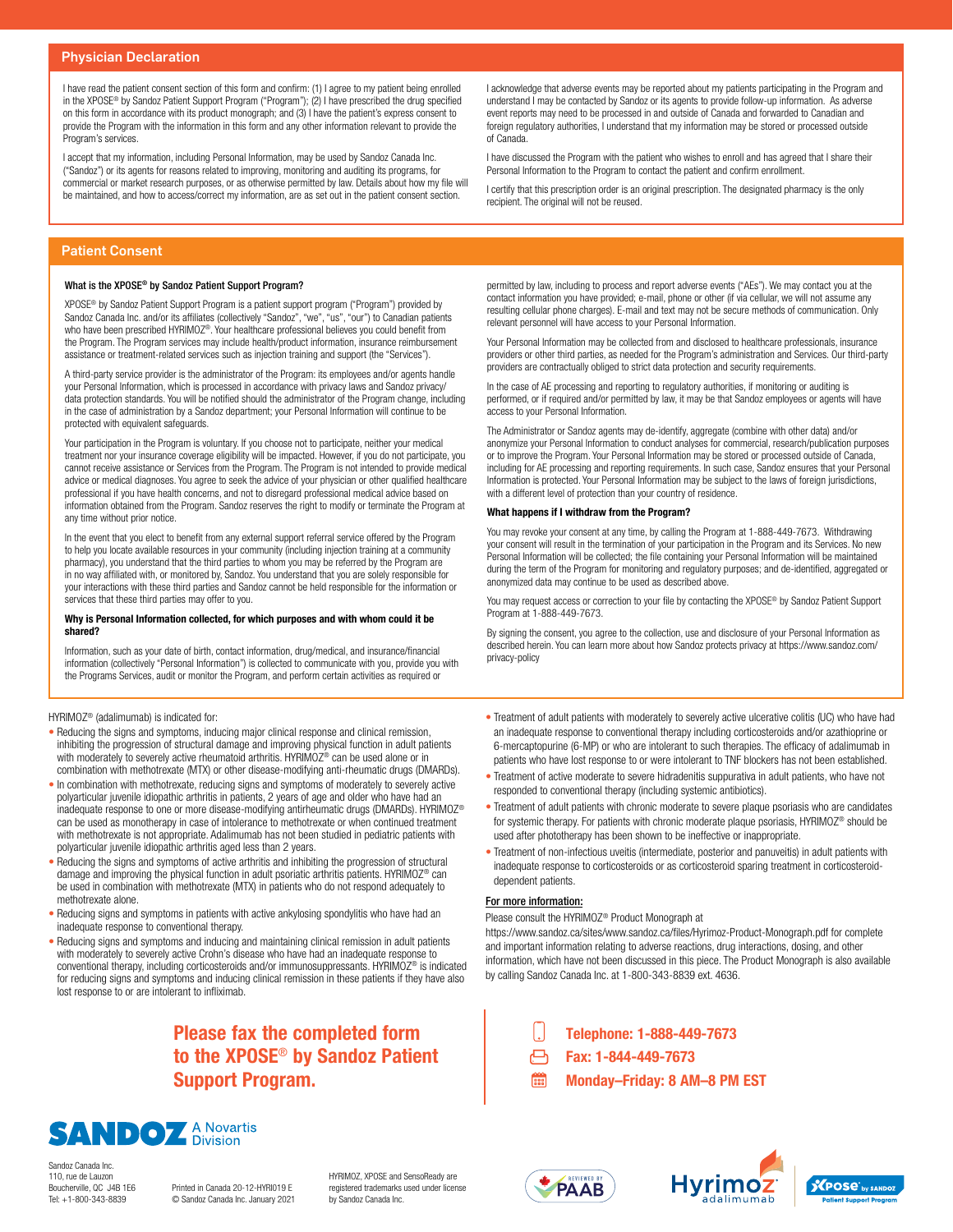## Physician Declaration

I have read the patient consent section of this form and confirm: (1) I agree to my patient being enrolled in the XPOSE® by Sandoz Patient Support Program ("Program"); (2) I have prescribed the drug specified on this form in accordance with its product monograph; and (3) I have the patient's express consent to provide the Program with the information in this form and any other information relevant to provide the Program's services.

I accept that my information, including Personal Information, may be used by Sandoz Canada Inc. ("Sandoz") or its agents for reasons related to improving, monitoring and auditing its programs, for commercial or market research purposes, or as otherwise permitted by law. Details about how my file will be maintained, and how to access/correct my information, are as set out in the patient consent section.

I acknowledge that adverse events may be reported about my patients participating in the Program and understand I may be contacted by Sandoz or its agents to provide follow-up information. As adverse event reports may need to be processed in and outside of Canada and forwarded to Canadian and foreign regulatory authorities, I understand that my information may be stored or processed outside of Canada.

I have discussed the Program with the patient who wishes to enroll and has agreed that I share their Personal Information to the Program to contact the patient and confirm enrollment.

I certify that this prescription order is an original prescription. The designated pharmacy is the only recipient. The original will not be reused.

## Patient Consent

**What is the XPOSE® by Sandoz Patient Support Program?**

XPOSE® by Sandoz Patient Support Program is a patient support program ("Program") provided by Sandoz Canada Inc. and/or its affiliates (collectively "Sandoz", "we", "us", "our") to Canadian patients who have been prescribed HYRIMOZ®. Your healthcare professional believes you could benefit from the Program. The Program services may include health/product information, insurance reimbursement assistance or treatment-related services such as injection training and support (the "Services").

A third-party service provider is the administrator of the Program: its employees and/or agents handle your Personal Information, which is processed in accordance with privacy laws and Sandoz privacy/data protection standards. You will be notified should the administrator of the Program change, including in the case of administration by a Sandoz department; your Personal Information will continue to be protected with equivalent safeguards.

Your participation in the Program is voluntary. If you choose not to participate, neither your medical treatment nor your insurance coverage eligibility will be impacted. However, if you do not participate, you cannot receive assistance or Services from the Program. The Program is not intended to provide medical advice or medical diagnoses. You agree to seek the advice of your physician or other qualified healthcare professional if you have health concerns, and not to disregard professional medical advice based on information obtained from the Program. Sandoz reserves the right to modify or terminate the Program at any time without prior notice.

In the event that you elect to benefit from any external support referral service offered by the Program to help you locate available resources in your community (including injection training at a community pharmacy), you understand that the third parties to whom you may be referred by the Program are in no way affiliated with, or monitored by, Sandoz. You understand that you are solely responsible for your interactions with these third parties and Sandoz cannot be held responsible for the information or services that these third parties may offer to you.

**Why is Personal Information collected, for which purposes and with whom could it be shared?**

Information, such as your date of birth, contact information, drug/medical, and insurance/financial information (collectively "Personal Information") is collected to communicate with you, provide you with the Programs Services, audit or monitor the Program, and perform certain activities as required or permitted by law, including to process and report adverse events ("AEs"). We may contact you at the contact information you have provided; e-mail, phone or other (if via cellular, we will not assume any resulting cellular phone charges). E-mail and text may not be secure methods of communication. Only relevant personnel will have access to your Personal Information.

Your Personal Information may be collected from and disclosed to healthcare professionals, insurance providers or other third parties, as needed for the Program's administration and Services. Our third-party providers are contractually obliged to strict data protection and security requirements.

In the case of AE processing and reporting to regulatory authorities, if monitoring or auditing is performed, or if required and/or permitted by law, it may be that Sandoz employees or agents will have access to your Personal Information.

The Administrator or Sandoz agents may de-identify, aggregate (combine with other data) and/or anonymize your Personal Information to conduct analyses for commercial, research/publication purposes or to improve the Program. Your Personal Information may be stored or processed outside of Canada, including for AE processing and reporting requirements. In such case, Sandoz ensures that your Personal Information is protected. Your Personal Information may be subject to the laws of foreign jurisdictions, with a different level of protection than your country of residence.

**What happens if I withdraw from the Program?**

You may revoke your consent at any time, by calling the Program at 1-888-449-7673. Withdrawing your consent will result in the termination of your participation in the Program and its Services. No new Personal Information will be collected; the file containing your Personal Information will be maintained during the term of the Program for monitoring and regulatory purposes; and de-identified, aggregated or anonymized data may continue to be used as described above.

You may request access or correction to your file by contacting the XPOSE® by Sandoz Patient Support Program at 1-888-449-7673.

By signing the consent, you agree to the collection, use and disclosure of your Personal Information as described herein. You can learn more about how Sandoz protects privacy at https://www.sandoz.com/privacy-policy

HYRIMOZ® (adalimumab) is indicated for:

- Reducing the signs and symptoms, inducing major clinical response and clinical remission, inhibiting the progression of structural damage and improving physical function in adult patients with moderately to severely active rheumatoid arthritis. HYRIMOZ® can be used alone or in combination with methotrexate (MTX) or other disease-modifying anti-rheumatic drugs (DMARDs).
- In combination with methotrexate, reducing signs and symptoms of moderately to severely active polyarticular juvenile idiopathic arthritis in patients, 2 years of age and older who have had an inadequate response to one or more disease-modifying antirheumatic drugs (DMARDs). HYRIMOZ® can be used as monotherapy in case of intolerance to methotrexate or when continued treatment with methotrexate is not appropriate. Adalimumab has not been studied in pediatric patients with polyarticular juvenile idiopathic arthritis aged less than 2 years.
- Reducing the signs and symptoms of active arthritis and inhibiting the progression of structural damage and improving the physical function in adult psoriatic arthritis patients. HYRIMOZ® can be used in combination with methotrexate (MTX) in patients who do not respond adequately to methotrexate alone.
- Reducing signs and symptoms in patients with active ankylosing spondylitis who have had an inadequate response to conventional therapy.
- Reducing signs and symptoms and inducing and maintaining clinical remission in adult patients with moderately to severely active Crohn's disease who have had an inadequate response to conventional therapy, including corticosteroids and/or immunosuppressants. HYRIMOZ® is indicated for reducing signs and symptoms and inducing clinical remission in these patients if they have also lost response to or are intolerant to infliximab.
- Treatment of adult patients with moderately to severely active ulcerative colitis (UC) who have had an inadequate response to conventional therapy including corticosteroids and/or azathioprine or 6-mercaptopurine (6-MP) or who are intolerant to such therapies. The efficacy of adalimumab in patients who have lost response to or were intolerant to TNF blockers has not been established.
- Treatment of active moderate to severe hidradenitis suppurativa in adult patients, who have not responded to conventional therapy (including systemic antibiotics).
- Treatment of adult patients with chronic moderate to severe plaque psoriasis who are candidates for systemic therapy. For patients with chronic moderate plaque psoriasis, HYRIMOZ® should be used after phototherapy has been shown to be ineffective or inappropriate.
- Treatment of non-infectious uveitis (intermediate, posterior and panuveitis) in adult patients with inadequate response to corticosteroids or as corticosteroid sparing treatment in corticosteroid-dependent patients.

**For more information:**

Please consult the HYRIMOZ® Product Monograph at https://www.sandoz.ca/sites/www.sandoz.ca/files/Hyrimoz-Product-Monograph.pdf for complete and important information relating to adverse reactions, drug interactions, dosing, and other information, which have not been discussed in this piece. The Product Monograph is also available by calling Sandoz Canada Inc. at 1-800-343-8839 ext. 4636.

**Please fax the completed form to the XPOSE® by Sandoz Patient Support Program.**

**Telephone: 1-888-449-7673**

**Fax: 1-844-449-7673**

**Monday–Friday: 8 AM–8 PM EST**

SANDOZ A Novartis Division

Sandoz Canada Inc.
110, rue de Lauzon
Boucherville, QC J4B 1E6
Tel: +1-800-343-8839

Printed in Canada 20-12-HYRI019 E
© Sandoz Canada Inc. January 2021

HYRIMOZ, XPOSE and SensoReady are registered trademarks used under license by Sandoz Canada Inc.

REVIEWED BY PAAB

Hyrimoz adalimumab

XPOSE by SANDOZ Patient Support Program